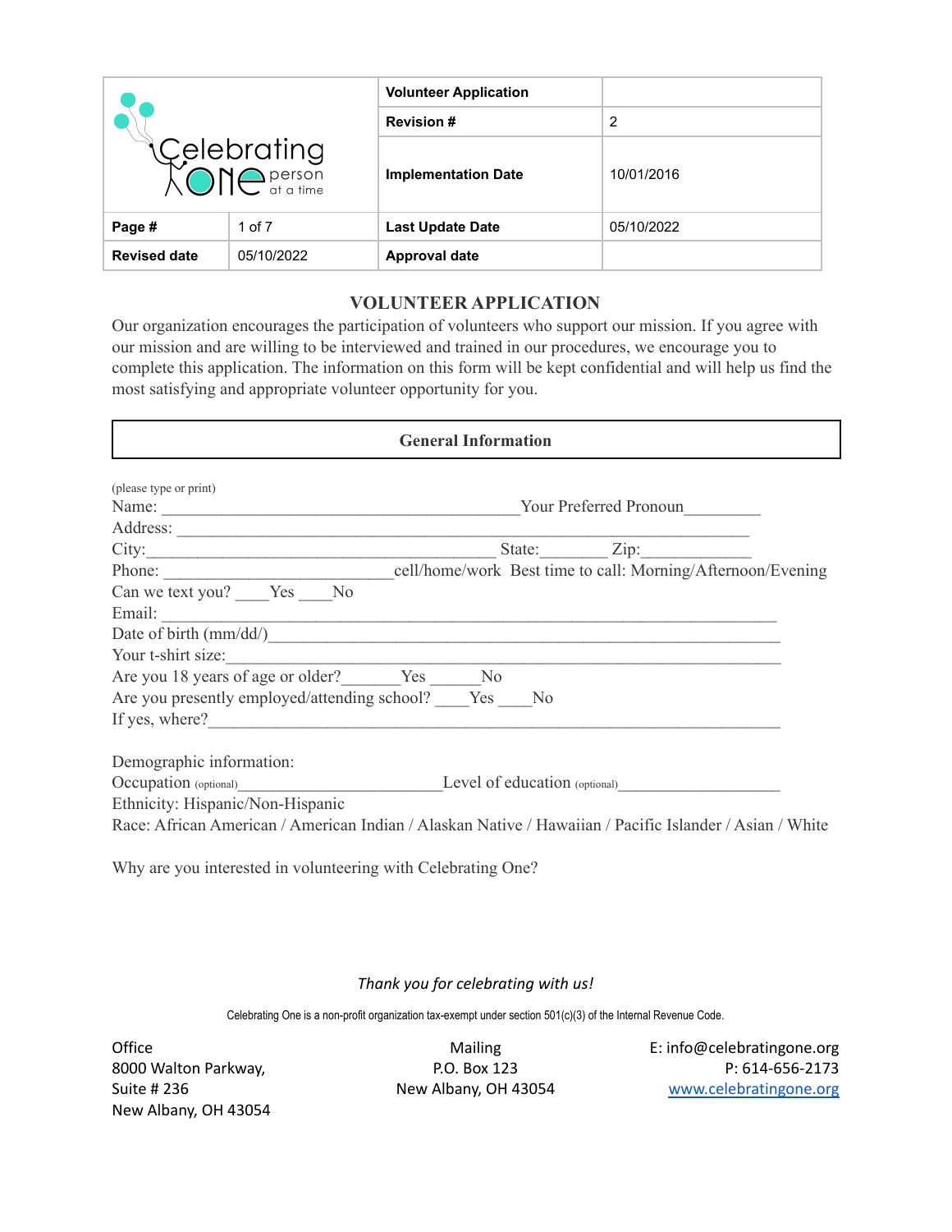| Celebrating One person at a time | | Volunteer Application | |
|---|---|---|---|
| | | Revision # | 2 |
| | | Implementation Date | 10/01/2016 |
| Page # | 1 of 7 | Last Update Date | 05/10/2022 |
| Revised date | 05/10/2022 | Approval date | |

# VOLUNTEER APPLICATION

Our organization encourages the participation of volunteers who support our mission. If you agree with our mission and are willing to be interviewed and trained in our procedures, we encourage you to complete this application. The information on this form will be kept confidential and will help us find the most satisfying and appropriate volunteer opportunity for you.

## General Information

(please type or print)

Name: ___________________________________________ Your Preferred Pronoun_________

Address: ____________________________________________________________________

City:_________________________________________ State:________ Zip:_____________

Phone: ____________________________ cell/home/work Best time to call: Morning/Afternoon/Evening

Can we text you? ____Yes ____No

Email: ______________________________________________________________________

Date of birth (mm/dd/)_______________________________________________________________

Your t-shirt size:_____________________________________________________________________

Are you 18 years of age or older?_______Yes ______No

Are you presently employed/attending school? ____Yes ____No

If yes, where?________________________________________________________________________

Demographic information:

Occupation (optional)________________________ Level of education (optional)___________________

Ethnicity: Hispanic/Non-Hispanic

Race: African American / American Indian / Alaskan Native / Hawaiian / Pacific Islander / Asian / White

Why are you interested in volunteering with Celebrating One?

*Thank you for celebrating with us!*

Celebrating One is a non-profit organization tax-exempt under section 501(c)(3) of the Internal Revenue Code.

Office
8000 Walton Parkway,
Suite # 236
New Albany, OH 43054

Mailing
P.O. Box 123
New Albany, OH 43054

E: info@celebratingone.org
P: 614-656-2173
www.celebratingone.org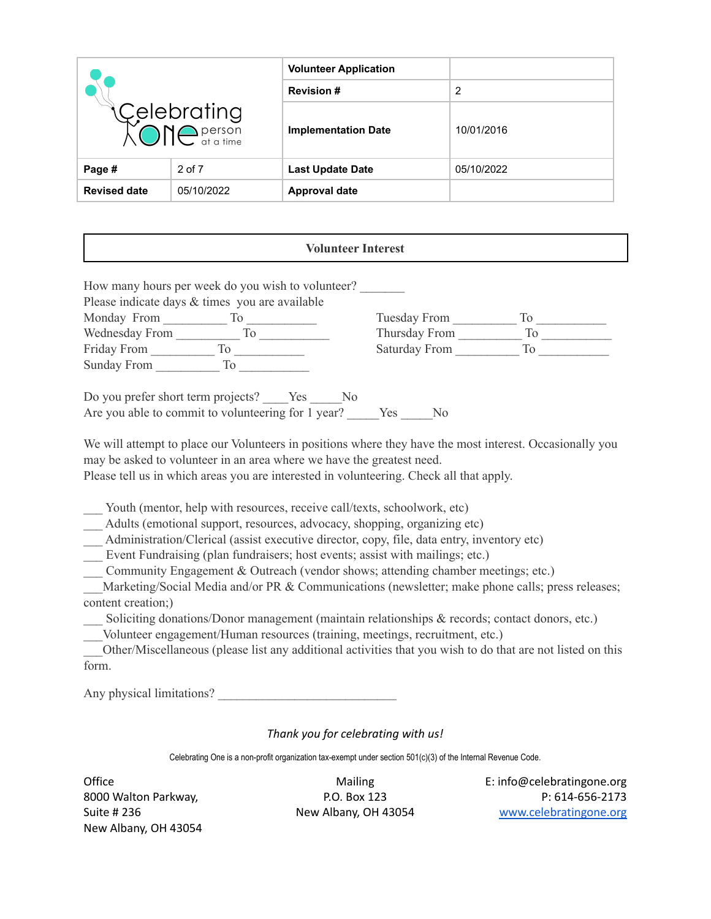| Celebrating One person at a time | | Volunteer Application | |
|---|---|---|---|
| | | Revision # | 2 |
| | | Implementation Date | 10/01/2016 |
| Page # | 2 of 7 | Last Update Date | 05/10/2022 |
| Revised date | 05/10/2022 | Approval date | |

## Volunteer Interest

How many hours per week do you wish to volunteer? _______

Please indicate days & times you are available

Monday From __________ To ___________
Tuesday From __________ To ___________
Wednesday From __________ To ___________
Thursday From __________ To ___________
Friday From __________ To ___________
Saturday From __________ To ___________
Sunday From __________ To ___________

Do you prefer short term projects? ____Yes _____No

Are you able to commit to volunteering for 1 year? _____Yes _____No

We will attempt to place our Volunteers in positions where they have the most interest. Occasionally you may be asked to volunteer in an area where we have the greatest need.

Please tell us in which areas you are interested in volunteering. Check all that apply.

___ Youth (mentor, help with resources, receive call/texts, schoolwork, etc)
___ Adults (emotional support, resources, advocacy, shopping, organizing etc)
___ Administration/Clerical (assist executive director, copy, file, data entry, inventory etc)
___ Event Fundraising (plan fundraisers; host events; assist with mailings; etc.)
___ Community Engagement & Outreach (vendor shows; attending chamber meetings; etc.)
___Marketing/Social Media and/or PR & Communications (newsletter; make phone calls; press releases; content creation;)
___ Soliciting donations/Donor management (maintain relationships & records; contact donors, etc.)
___Volunteer engagement/Human resources (training, meetings, recruitment, etc.)
___Other/Miscellaneous (please list any additional activities that you wish to do that are not listed on this form.

Any physical limitations? ____________________________

*Thank you for celebrating with us!*

Celebrating One is a non-profit organization tax-exempt under section 501(c)(3) of the Internal Revenue Code.

Office
8000 Walton Parkway,
Suite # 236
New Albany, OH 43054

Mailing
P.O. Box 123
New Albany, OH 43054

E: info@celebratingone.org
P: 614-656-2173
www.celebratingone.org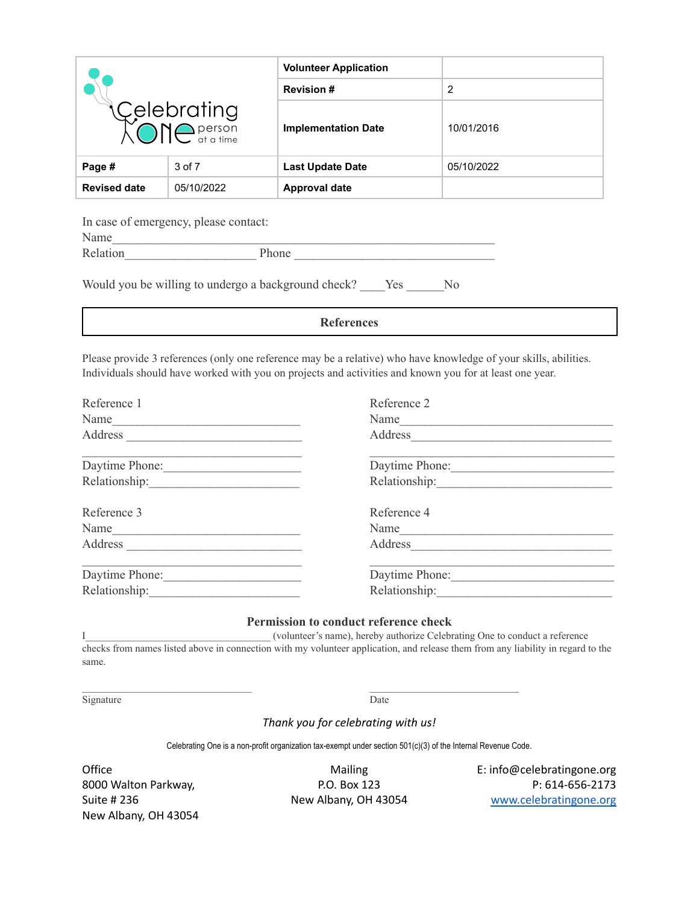| Celebrating One person at a time | | Volunteer Application | |
|---|---|---|---|
| | | Revision # | 2 |
| | | Implementation Date | 10/01/2016 |
| **Page #** | 3 of 7 | **Last Update Date** | 05/10/2022 |
| **Revised date** | 05/10/2022 | **Approval date** | |

In case of emergency, please contact:
Name_______________________________________________________________
Relation____________________ Phone _______________________________

Would you be willing to undergo a background check? ____Yes ______No

## References

Please provide 3 references (only one reference may be a relative) who have knowledge of your skills, abilities. Individuals should have worked with you on projects and activities and known you for at least one year.

Reference 1
Name______________________________
Address ____________________________
___________________________________
Daytime Phone:______________________
Relationship:_______________________

Reference 2
Name_________________________________
Address_______________________________
_____________________________________
Daytime Phone:_________________________
Relationship:__________________________

Reference 3
Name______________________________
Address ____________________________
___________________________________
Daytime Phone:______________________
Relationship:_______________________

Reference 4
Name_________________________________
Address_______________________________
_____________________________________
Daytime Phone:_________________________
Relationship:__________________________

### Permission to conduct reference check

I_________________________________ (volunteer's name), hereby authorize Celebrating One to conduct a reference checks from names listed above in connection with my volunteer application, and release them from any liability in regard to the same.

______________________________ ______________________________
Signature Date

*Thank you for celebrating with us!*

Celebrating One is a non-profit organization tax-exempt under section 501(c)(3) of the Internal Revenue Code.

Office
8000 Walton Parkway,
Suite # 236
New Albany, OH 43054

Mailing
P.O. Box 123
New Albany, OH 43054

E: info@celebratingone.org
P: 614-656-2173
www.celebratingone.org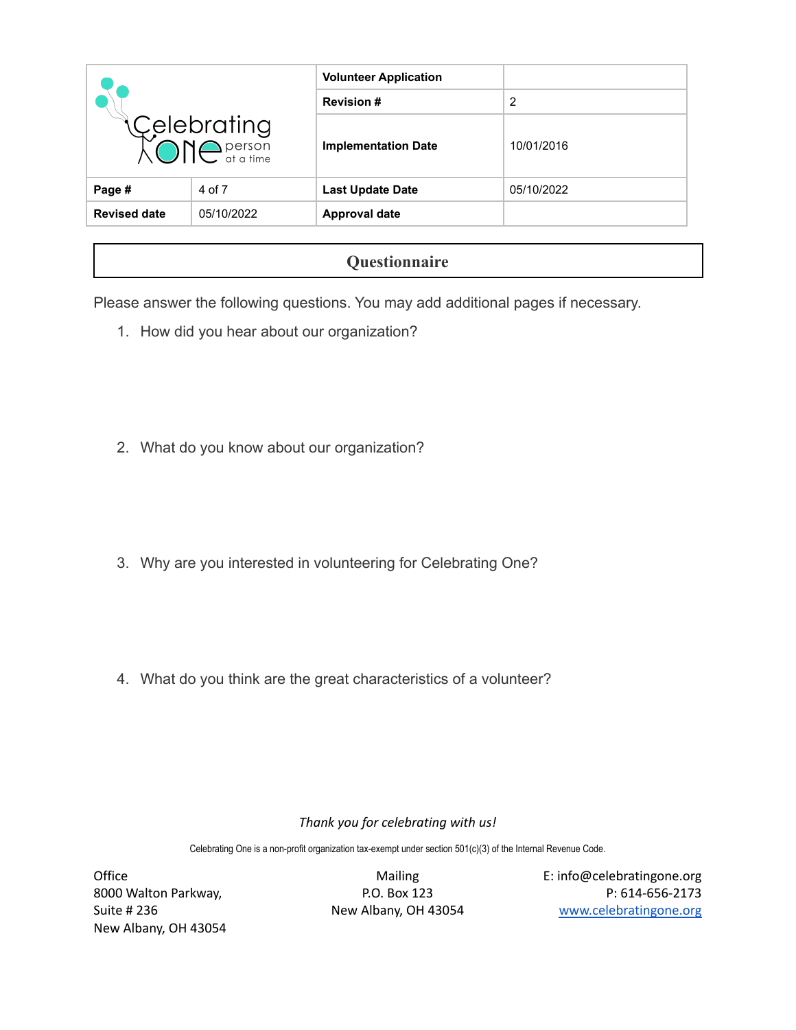| Celebrating One person at a time | Volume Application | |
|---|---|---|
| | **Revision #** | 2 |
| | **Implementation Date** | 10/01/2016 |
| **Page #** 4 of 7 | **Last Update Date** | 05/10/2022 |
| **Revised date** 05/10/2022 | **Approval date** | |

## Questionnaire

Please answer the following questions. You may add additional pages if necessary.

1. How did you hear about our organization?

2. What do you know about our organization?

3. Why are you interested in volunteering for Celebrating One?

4. What do you think are the great characteristics of a volunteer?

*Thank you for celebrating with us!*

Celebrating One is a non-profit organization tax-exempt under section 501(c)(3) of the Internal Revenue Code.

Office
8000 Walton Parkway,
Suite # 236
New Albany, OH 43054

Mailing
P.O. Box 123
New Albany, OH 43054

E: info@celebratingone.org
P: 614-656-2173
www.celebratingone.org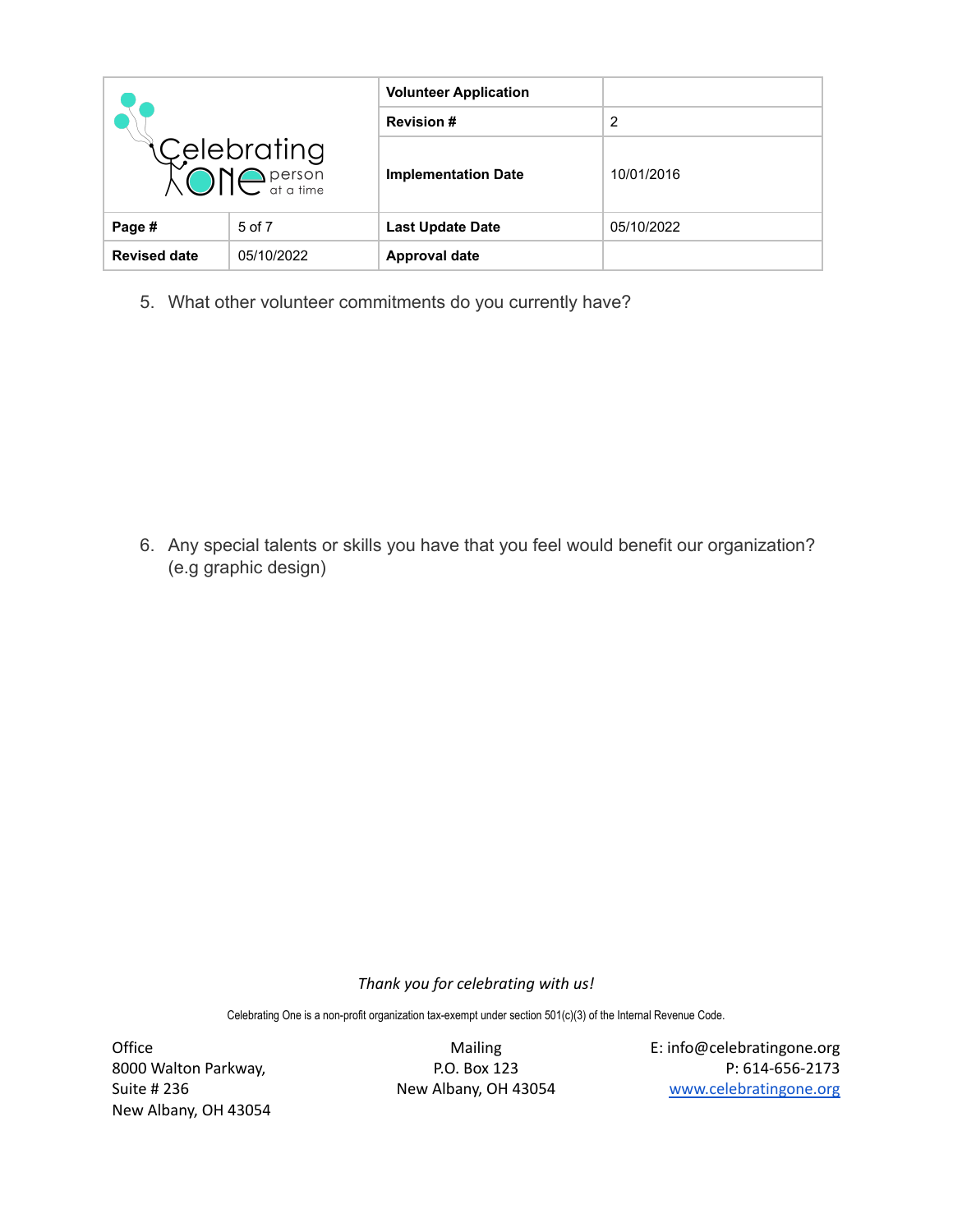| Celebrating One person at a time | | Volunteer Application | |
|---|---|---|---|
| | | Revision # | 2 |
| | | Implementation Date | 10/01/2016 |
| Page # | 5 of 7 | Last Update Date | 05/10/2022 |
| Revised date | 05/10/2022 | Approval date | |

5. What other volunteer commitments do you currently have?

6. Any special talents or skills you have that you feel would benefit our organization? (e.g graphic design)

*Thank you for celebrating with us!*

Celebrating One is a non-profit organization tax-exempt under section 501(c)(3) of the Internal Revenue Code.

Office
8000 Walton Parkway,
Suite # 236
New Albany, OH 43054

Mailing
P.O. Box 123
New Albany, OH 43054

E: info@celebratingone.org
P: 614-656-2173
www.celebratingone.org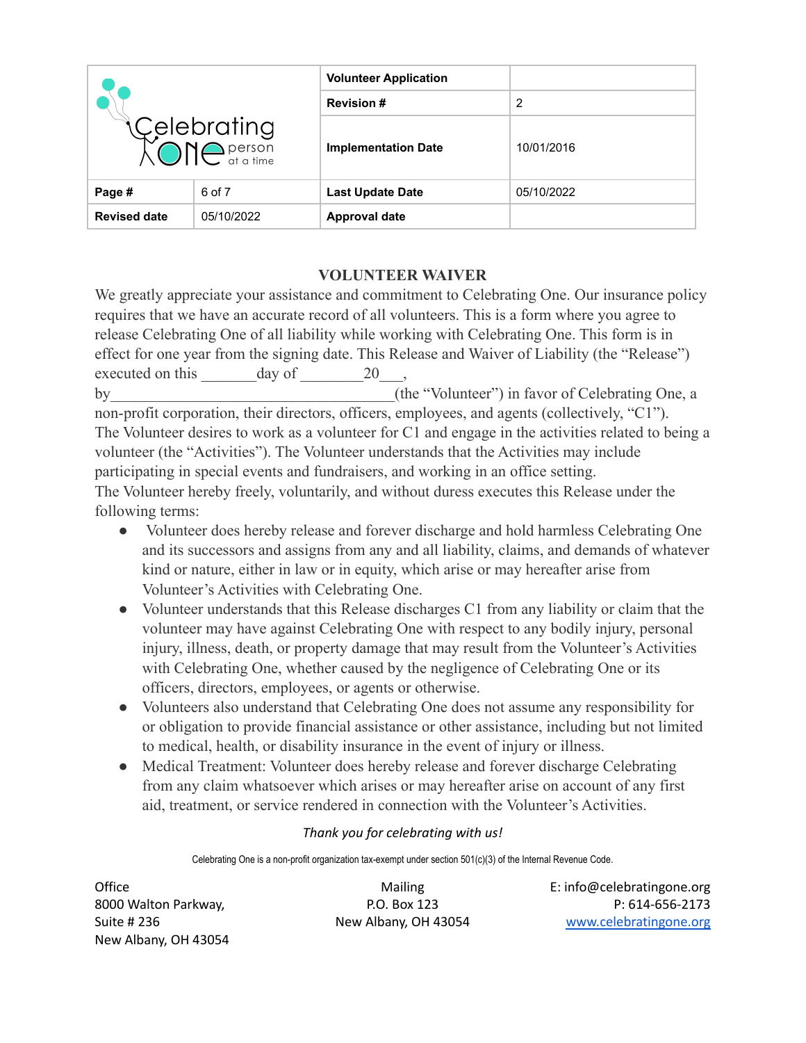| Celebrating One person at a time | | Volunteer Application | |
|---|---|---|---|
| | | **Revision #** | 2 |
| | | **Implementation Date** | 10/01/2016 |
| **Page #** | 6 of 7 | **Last Update Date** | 05/10/2022 |
| **Revised date** | 05/10/2022 | **Approval date** | |

## VOLUNTEER WAIVER

We greatly appreciate your assistance and commitment to Celebrating One. Our insurance policy requires that we have an accurate record of all volunteers. This is a form where you agree to release Celebrating One of all liability while working with Celebrating One. This form is in effect for one year from the signing date. This Release and Waiver of Liability (the "Release") executed on this _______day of ________20___, by____________________________________(the "Volunteer") in favor of Celebrating One, a non-profit corporation, their directors, officers, employees, and agents (collectively, "C1"). The Volunteer desires to work as a volunteer for C1 and engage in the activities related to being a volunteer (the "Activities"). The Volunteer understands that the Activities may include participating in special events and fundraisers, and working in an office setting.
The Volunteer hereby freely, voluntarily, and without duress executes this Release under the following terms:

- Volunteer does hereby release and forever discharge and hold harmless Celebrating One and its successors and assigns from any and all liability, claims, and demands of whatever kind or nature, either in law or in equity, which arise or may hereafter arise from Volunteer's Activities with Celebrating One.
- Volunteer understands that this Release discharges C1 from any liability or claim that the volunteer may have against Celebrating One with respect to any bodily injury, personal injury, illness, death, or property damage that may result from the Volunteer's Activities with Celebrating One, whether caused by the negligence of Celebrating One or its officers, directors, employees, or agents or otherwise.
- Volunteers also understand that Celebrating One does not assume any responsibility for or obligation to provide financial assistance or other assistance, including but not limited to medical, health, or disability insurance in the event of injury or illness.
- Medical Treatment: Volunteer does hereby release and forever discharge Celebrating from any claim whatsoever which arises or may hereafter arise on account of any first aid, treatment, or service rendered in connection with the Volunteer's Activities.

*Thank you for celebrating with us!*

Celebrating One is a non-profit organization tax-exempt under section 501(c)(3) of the Internal Revenue Code.

Office
8000 Walton Parkway,
Suite # 236
New Albany, OH 43054

Mailing
P.O. Box 123
New Albany, OH 43054

E: info@celebratingone.org
P: 614-656-2173
www.celebratingone.org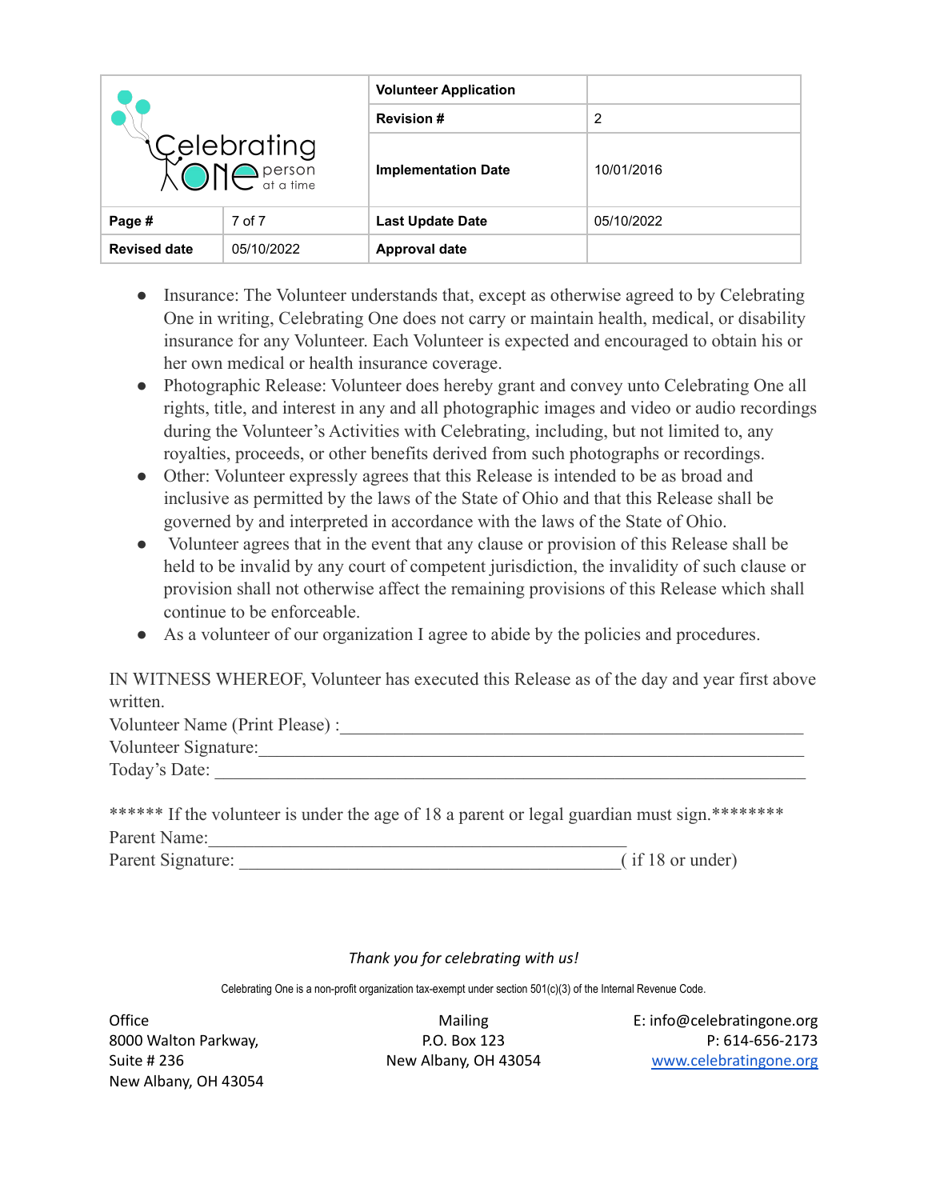| | | |
|---|---|---|
| Celebrating One person at a time | **Volunteer Application** | |
| | **Revision #** | 2 |
| | **Implementation Date** | 10/01/2016 |
| **Page #** 7 of 7 | **Last Update Date** | 05/10/2022 |
| **Revised date** 05/10/2022 | **Approval date** | |

- Insurance: The Volunteer understands that, except as otherwise agreed to by Celebrating One in writing, Celebrating One does not carry or maintain health, medical, or disability insurance for any Volunteer. Each Volunteer is expected and encouraged to obtain his or her own medical or health insurance coverage.
- Photographic Release: Volunteer does hereby grant and convey unto Celebrating One all rights, title, and interest in any and all photographic images and video or audio recordings during the Volunteer's Activities with Celebrating, including, but not limited to, any royalties, proceeds, or other benefits derived from such photographs or recordings.
- Other: Volunteer expressly agrees that this Release is intended to be as broad and inclusive as permitted by the laws of the State of Ohio and that this Release shall be governed by and interpreted in accordance with the laws of the State of Ohio.
- Volunteer agrees that in the event that any clause or provision of this Release shall be held to be invalid by any court of competent jurisdiction, the invalidity of such clause or provision shall not otherwise affect the remaining provisions of this Release which shall continue to be enforceable.
- As a volunteer of our organization I agree to abide by the policies and procedures.

IN WITNESS WHEREOF, Volunteer has executed this Release as of the day and year first above written.

Volunteer Name (Print Please) :_______________________________________________________

Volunteer Signature:_____________________________________________________________

Today's Date: _________________________________________________________________

****** If the volunteer is under the age of 18 a parent or legal guardian must sign.********

Parent Name:______________________________________________

Parent Signature: ___________________________________________( if 18 or under)

*Thank you for celebrating with us!*

Celebrating One is a non-profit organization tax-exempt under section 501(c)(3) of the Internal Revenue Code.

Office
8000 Walton Parkway,
Suite # 236
New Albany, OH 43054

Mailing
P.O. Box 123
New Albany, OH 43054

E: info@celebratingone.org
P: 614-656-2173
www.celebratingone.org